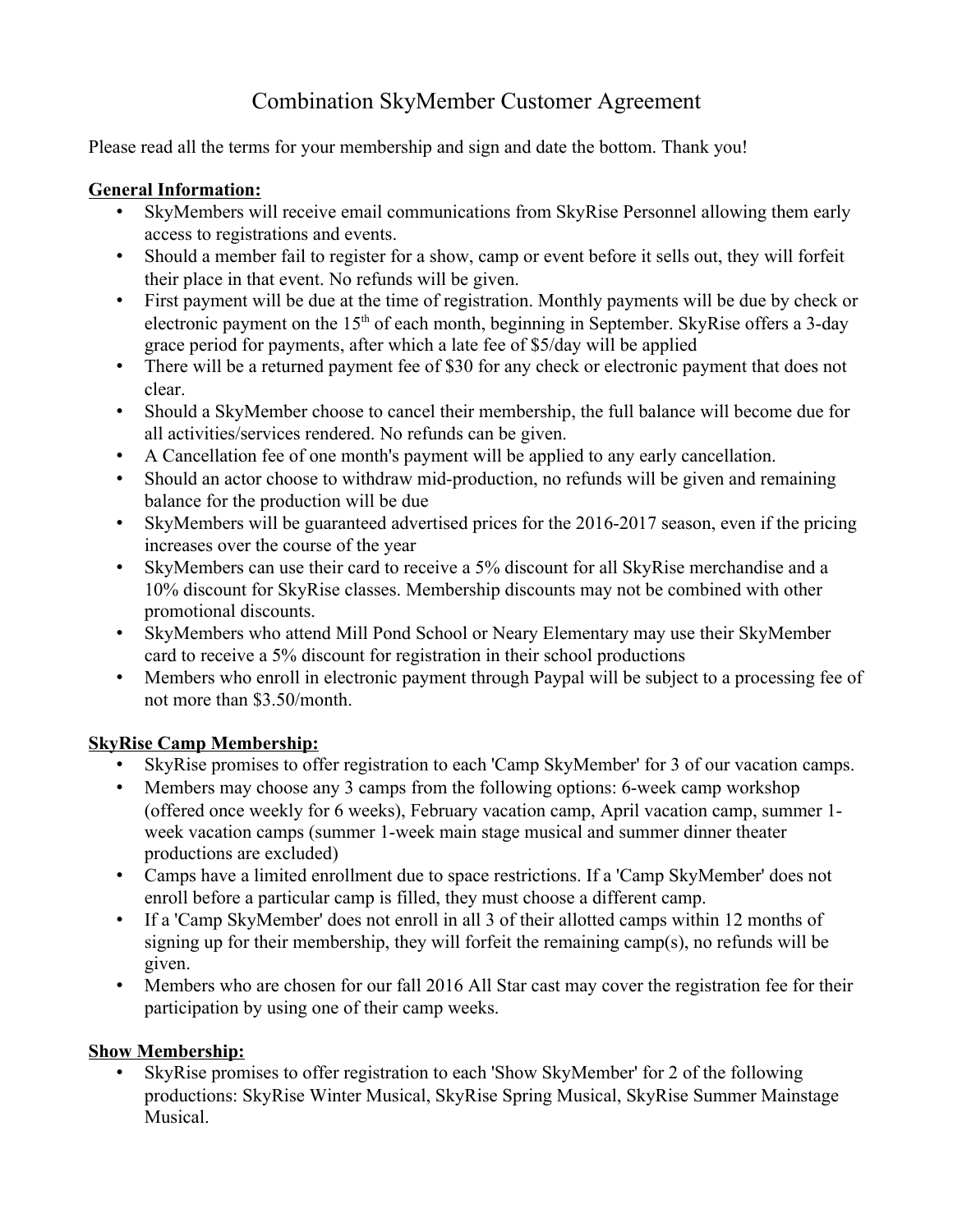# Combination SkyMember Customer Agreement

Please read all the terms for your membership and sign and date the bottom. Thank you!

**General Information:**

- SkyMembers will receive email communications from SkyRise Personnel allowing them early access to registrations and events.
- Should a member fail to register for a show, camp or event before it sells out, they will forfeit their place in that event. No refunds will be given.
- First payment will be due at the time of registration. Monthly payments will be due by check or electronic payment on the 15th of each month, beginning in September. SkyRise offers a 3-day grace period for payments, after which a late fee of $5/day will be applied
- There will be a returned payment fee of $30 for any check or electronic payment that does not clear.
- Should a SkyMember choose to cancel their membership, the full balance will become due for all activities/services rendered. No refunds can be given.
- A Cancellation fee of one month's payment will be applied to any early cancellation.
- Should an actor choose to withdraw mid-production, no refunds will be given and remaining balance for the production will be due
- SkyMembers will be guaranteed advertised prices for the 2016-2017 season, even if the pricing increases over the course of the year
- SkyMembers can use their card to receive a 5% discount for all SkyRise merchandise and a 10% discount for SkyRise classes. Membership discounts may not be combined with other promotional discounts.
- SkyMembers who attend Mill Pond School or Neary Elementary may use their SkyMember card to receive a 5% discount for registration in their school productions
- Members who enroll in electronic payment through Paypal will be subject to a processing fee of not more than $3.50/month.

**SkyRise Camp Membership:**

- SkyRise promises to offer registration to each 'Camp SkyMember' for 3 of our vacation camps.
- Members may choose any 3 camps from the following options: 6-week camp workshop (offered once weekly for 6 weeks), February vacation camp, April vacation camp, summer 1-week vacation camps (summer 1-week main stage musical and summer dinner theater productions are excluded)
- Camps have a limited enrollment due to space restrictions. If a 'Camp SkyMember' does not enroll before a particular camp is filled, they must choose a different camp.
- If a 'Camp SkyMember' does not enroll in all 3 of their allotted camps within 12 months of signing up for their membership, they will forfeit the remaining camp(s), no refunds will be given.
- Members who are chosen for our fall 2016 All Star cast may cover the registration fee for their participation by using one of their camp weeks.

**Show Membership:**

- SkyRise promises to offer registration to each 'Show SkyMember' for 2 of the following productions: SkyRise Winter Musical, SkyRise Spring Musical, SkyRise Summer Mainstage Musical.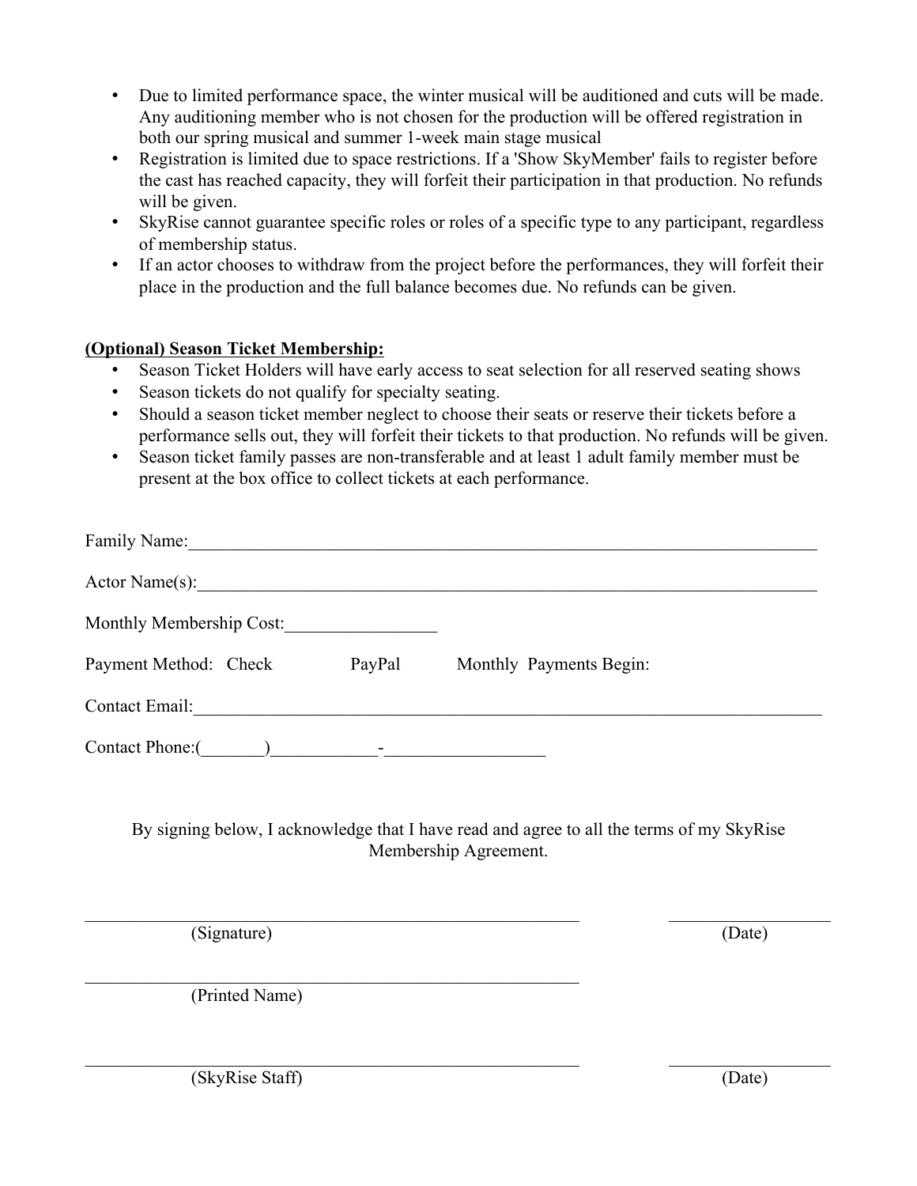- Due to limited performance space, the winter musical will be auditioned and cuts will be made. Any auditioning member who is not chosen for the production will be offered registration in both our spring musical and summer 1-week main stage musical
- Registration is limited due to space restrictions. If a 'Show SkyMember' fails to register before the cast has reached capacity, they will forfeit their participation in that production. No refunds will be given.
- SkyRise cannot guarantee specific roles or roles of a specific type to any participant, regardless of membership status.
- If an actor chooses to withdraw from the project before the performances, they will forfeit their place in the production and the full balance becomes due. No refunds can be given.

**(Optional) Season Ticket Membership:**

- Season Ticket Holders will have early access to seat selection for all reserved seating shows
- Season tickets do not qualify for specialty seating.
- Should a season ticket member neglect to choose their seats or reserve their tickets before a performance sells out, they will forfeit their tickets to that production. No refunds will be given.
- Season ticket family passes are non-transferable and at least 1 adult family member must be present at the box office to collect tickets at each performance.

Family Name:_______________________________________________________________________

Actor Name(s):______________________________________________________________________

Monthly Membership Cost:_________________

Payment Method: Check PayPal Monthly Payments Begin:

Contact Email:_______________________________________________________________________

Contact Phone:(_______)____________-_________________

By signing below, I acknowledge that I have read and agree to all the terms of my SkyRise Membership Agreement.

_______________________________________________________ _________________
(Signature) (Date)

_______________________________________________________
(Printed Name)

_______________________________________________________ _________________
(SkyRise Staff) (Date)